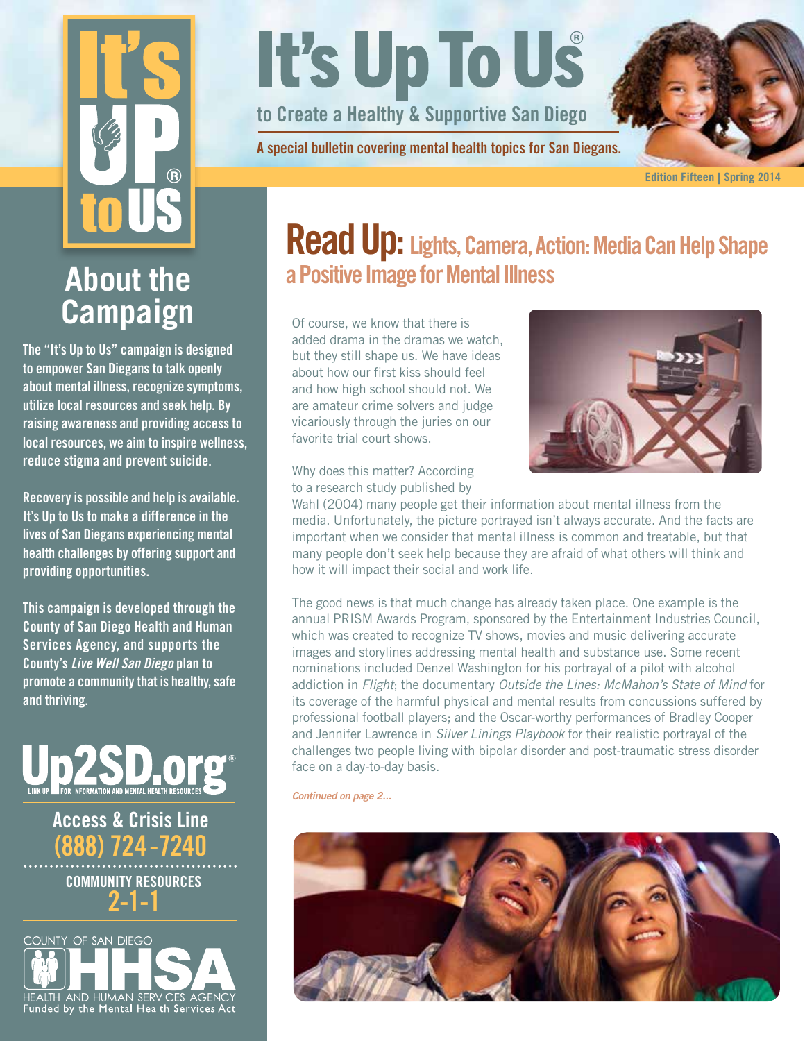# It's Up To Us®

## to Create a Healthy & Supportive San Diego

A special bulletin covering mental health topics for San Diegans.

Edition Fifteen | Spring 2014

## About the Campaign

The "It's Up to Us" campaign is designed to empower San Diegans to talk openly about mental illness, recognize symptoms, utilize local resources and seek help. By raising awareness and providing access to local resources, we aim to inspire wellness, reduce stigma and prevent suicide.

Recovery is possible and help is available. It's Up to Us to make a difference in the lives of San Diegans experiencing mental health challenges by offering support and providing opportunities.

This campaign is developed through the County of San Diego Health and Human Services Agency, and supports the County's *Live Well San Diego* plan to promote a community that is healthy, safe and thriving.

Up2SD.org®
LINK UP FOR INFORMATION AND MENTAL HEALTH RESOURCES

Access & Crisis Line
(888) 724-7240

COMMUNITY RESOURCES
2-1-1

COUNTY OF SAN DIEGO HHSA
HEALTH AND HUMAN SERVICES AGENCY
Funded by the Mental Health Services Act

## Read Up: Lights, Camera, Action: Media Can Help Shape a Positive Image for Mental Illness

Of course, we know that there is added drama in the dramas we watch, but they still shape us. We have ideas about how our first kiss should feel and how high school should not. We are amateur crime solvers and judge vicariously through the juries on our favorite trial court shows.

Why does this matter? According to a research study published by Wahl (2004) many people get their information about mental illness from the media. Unfortunately, the picture portrayed isn't always accurate. And the facts are important when we consider that mental illness is common and treatable, but that many people don't seek help because they are afraid of what others will think and how it will impact their social and work life.

The good news is that much change has already taken place. One example is the annual PRISM Awards Program, sponsored by the Entertainment Industries Council, which was created to recognize TV shows, movies and music delivering accurate images and storylines addressing mental health and substance use. Some recent nominations included Denzel Washington for his portrayal of a pilot with alcohol addiction in *Flight*; the documentary *Outside the Lines: McMahon's State of Mind* for its coverage of the harmful physical and mental results from concussions suffered by professional football players; and the Oscar-worthy performances of Bradley Cooper and Jennifer Lawrence in *Silver Linings Playbook* for their realistic portrayal of the challenges two people living with bipolar disorder and post-traumatic stress disorder face on a day-to-day basis.

*Continued on page 2...*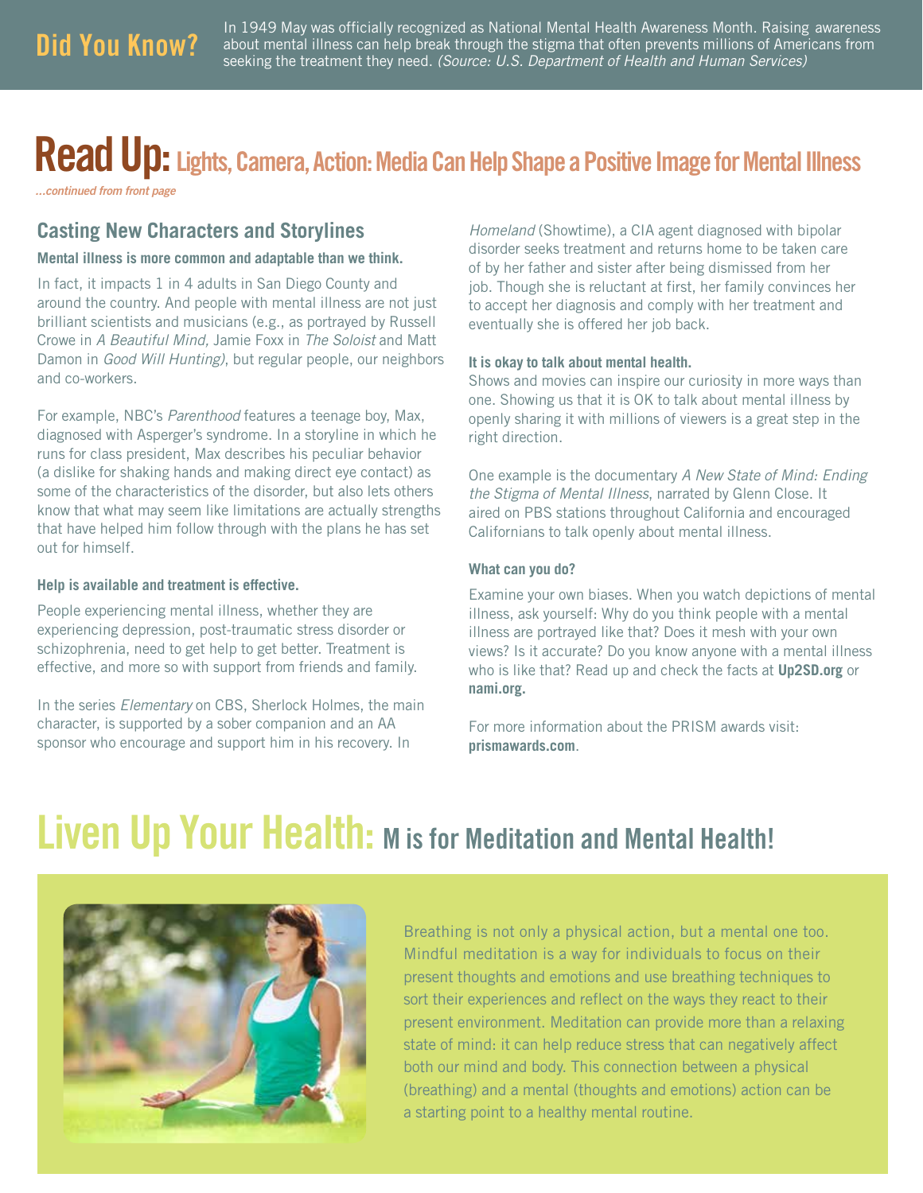## Did You Know?

In 1949 May was officially recognized as National Mental Health Awareness Month. Raising awareness about mental illness can help break through the stigma that often prevents millions of Americans from seeking the treatment they need. *(Source: U.S. Department of Health and Human Services)*

# Read Up: Lights, Camera, Action: Media Can Help Shape a Positive Image for Mental Illness

*...continued from front page*

### Casting New Characters and Storylines

**Mental illness is more common and adaptable than we think.**

In fact, it impacts 1 in 4 adults in San Diego County and around the country. And people with mental illness are not just brilliant scientists and musicians (e.g., as portrayed by Russell Crowe in *A Beautiful Mind,* Jamie Foxx in *The Soloist* and Matt Damon in *Good Will Hunting)*, but regular people, our neighbors and co-workers.

For example, NBC's *Parenthood* features a teenage boy, Max, diagnosed with Asperger's syndrome. In a storyline in which he runs for class president, Max describes his peculiar behavior (a dislike for shaking hands and making direct eye contact) as some of the characteristics of the disorder, but also lets others know that what may seem like limitations are actually strengths that have helped him follow through with the plans he has set out for himself.

**Help is available and treatment is effective.**

People experiencing mental illness, whether they are experiencing depression, post-traumatic stress disorder or schizophrenia, need to get help to get better. Treatment is effective, and more so with support from friends and family.

In the series *Elementary* on CBS, Sherlock Holmes, the main character, is supported by a sober companion and an AA sponsor who encourage and support him in his recovery. In *Homeland* (Showtime), a CIA agent diagnosed with bipolar disorder seeks treatment and returns home to be taken care of by her father and sister after being dismissed from her job. Though she is reluctant at first, her family convinces her to accept her diagnosis and comply with her treatment and eventually she is offered her job back.

**It is okay to talk about mental health.**

Shows and movies can inspire our curiosity in more ways than one. Showing us that it is OK to talk about mental illness by openly sharing it with millions of viewers is a great step in the right direction.

One example is the documentary *A New State of Mind: Ending the Stigma of Mental Illness*, narrated by Glenn Close. It aired on PBS stations throughout California and encouraged Californians to talk openly about mental illness.

**What can you do?**

Examine your own biases. When you watch depictions of mental illness, ask yourself: Why do you think people with a mental illness are portrayed like that? Does it mesh with your own views? Is it accurate? Do you know anyone with a mental illness who is like that? Read up and check the facts at **Up2SD.org** or **nami.org.**

For more information about the PRISM awards visit: **prismawards.com**.

# Liven Up Your Health: M is for Meditation and Mental Health!

Breathing is not only a physical action, but a mental one too. Mindful meditation is a way for individuals to focus on their present thoughts and emotions and use breathing techniques to sort their experiences and reflect on the ways they react to their present environment. Meditation can provide more than a relaxing state of mind: it can help reduce stress that can negatively affect both our mind and body. This connection between a physical (breathing) and a mental (thoughts and emotions) action can be a starting point to a healthy mental routine.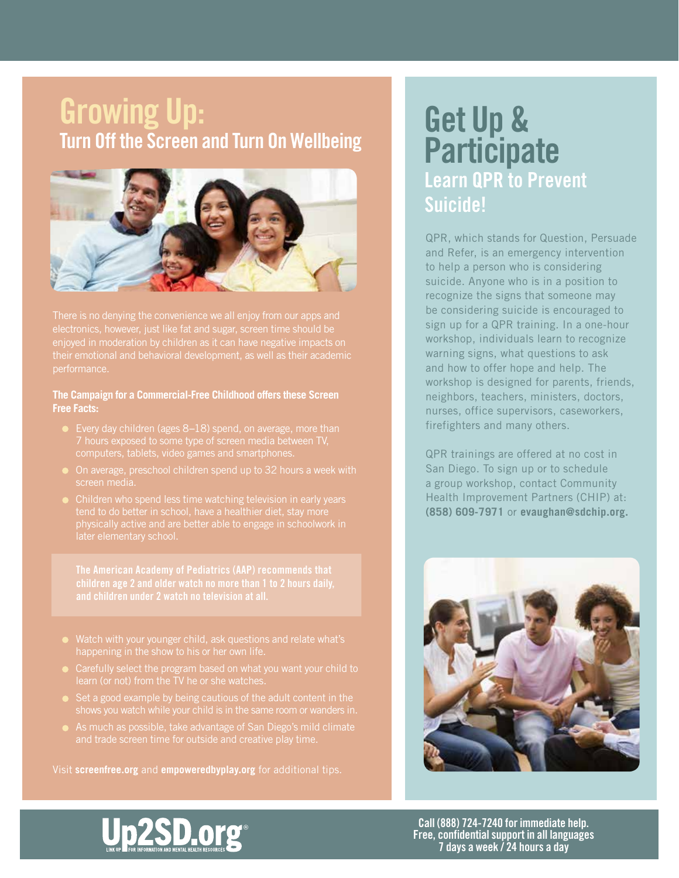# Growing Up:
## Turn Off the Screen and Turn On Wellbeing

There is no denying the convenience we all enjoy from our apps and electronics, however, just like fat and sugar, screen time should be enjoyed in moderation by children as it can have negative impacts on their emotional and behavioral development, as well as their academic performance.

**The Campaign for a Commercial-Free Childhood offers these Screen Free Facts:**

- Every day children (ages 8–18) spend, on average, more than 7 hours exposed to some type of screen media between TV, computers, tablets, video games and smartphones.
- On average, preschool children spend up to 32 hours a week with screen media.
- Children who spend less time watching television in early years tend to do better in school, have a healthier diet, stay more physically active and are better able to engage in schoolwork in later elementary school.

**The American Academy of Pediatrics (AAP) recommends that children age 2 and older watch no more than 1 to 2 hours daily, and children under 2 watch no television at all.**

- Watch with your younger child, ask questions and relate what's happening in the show to his or her own life.
- Carefully select the program based on what you want your child to learn (or not) from the TV he or she watches.
- Set a good example by being cautious of the adult content in the shows you watch while your child is in the same room or wanders in.
- As much as possible, take advantage of San Diego's mild climate and trade screen time for outside and creative play time.

Visit **screenfree.org** and **empoweredbyplay.org** for additional tips.

# Get Up & Participate
## Learn QPR to Prevent Suicide!

QPR, which stands for Question, Persuade and Refer, is an emergency intervention to help a person who is considering suicide. Anyone who is in a position to recognize the signs that someone may be considering suicide is encouraged to sign up for a QPR training. In a one-hour workshop, individuals learn to recognize warning signs, what questions to ask and how to offer hope and help. The workshop is designed for parents, friends, neighbors, teachers, ministers, doctors, nurses, office supervisors, caseworkers, firefighters and many others.

QPR trainings are offered at no cost in San Diego. To sign up or to schedule a group workshop, contact Community Health Improvement Partners (CHIP) at: **(858) 609-7971** or **evaughan@sdchip.org.**

**Up2SD.org®**
LINK UP FOR INFORMATION AND MENTAL HEALTH RESOURCES

**Call (888) 724-7240 for immediate help.**
**Free, confidential support in all languages**
**7 days a week / 24 hours a day**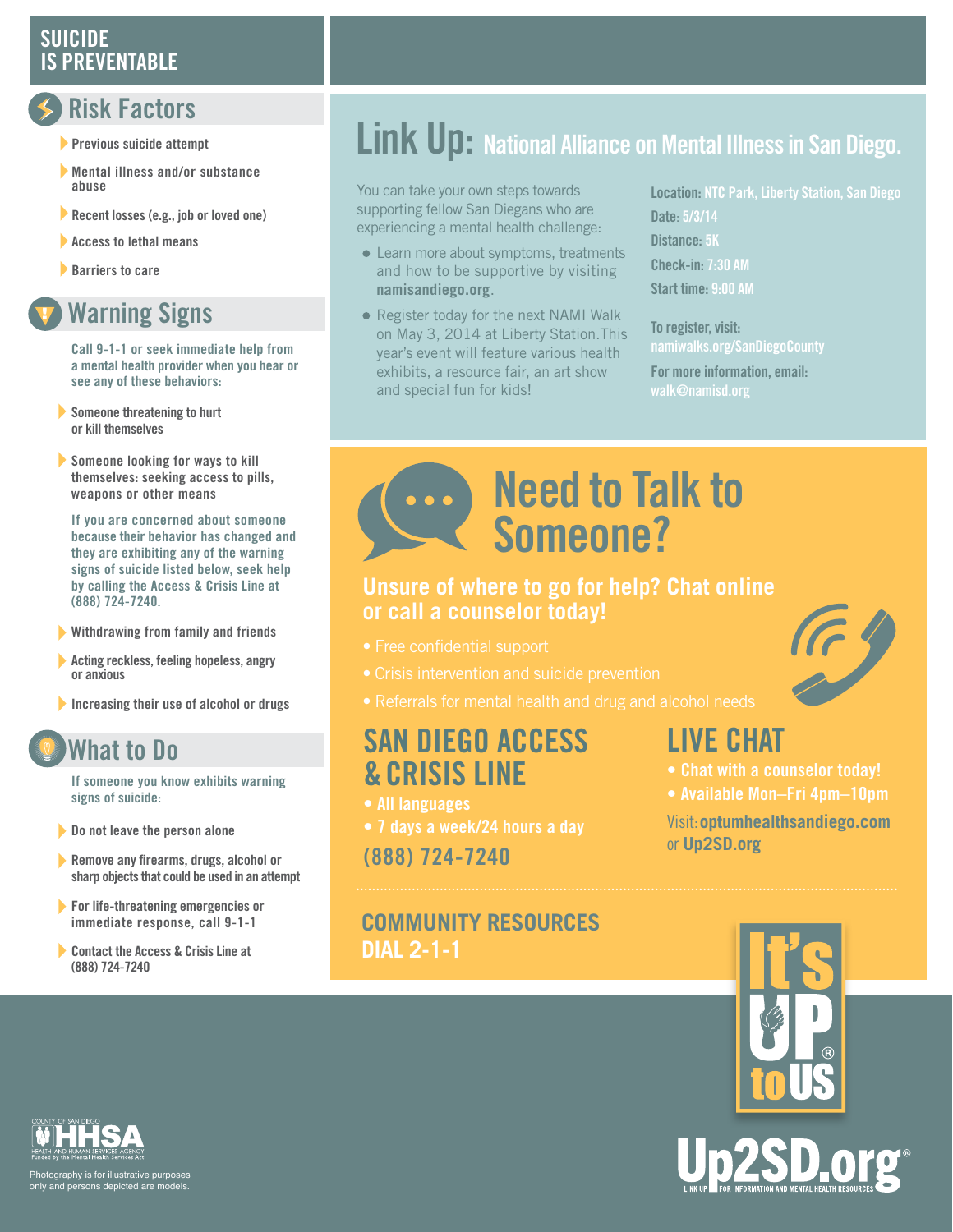# SUICIDE IS PREVENTABLE

## Risk Factors

- Previous suicide attempt
- Mental illness and/or substance abuse
- Recent losses (e.g., job or loved one)
- Access to lethal means
- Barriers to care

## Warning Signs

Call 9-1-1 or seek immediate help from a mental health provider when you hear or see any of these behaviors:

- Someone threatening to hurt or kill themselves
- Someone looking for ways to kill themselves: seeking access to pills, weapons or other means

If you are concerned about someone because their behavior has changed and they are exhibiting any of the warning signs of suicide listed below, seek help by calling the Access & Crisis Line at (888) 724-7240.

- Withdrawing from family and friends
- Acting reckless, feeling hopeless, angry or anxious
- Increasing their use of alcohol or drugs

## What to Do

If someone you know exhibits warning signs of suicide:

- Do not leave the person alone
- Remove any firearms, drugs, alcohol or sharp objects that could be used in an attempt
- For life-threatening emergencies or immediate response, call 9-1-1
- Contact the Access & Crisis Line at (888) 724-7240

# Link Up: National Alliance on Mental Illness in San Diego.

You can take your own steps towards supporting fellow San Diegans who are experiencing a mental health challenge:

- Learn more about symptoms, treatments and how to be supportive by visiting **namisandiego.org**.
- Register today for the next NAMI Walk on May 3, 2014 at Liberty Station. This year's event will feature various health exhibits, a resource fair, an art show and special fun for kids!

**Location:** NTC Park, Liberty Station, San Diego
**Date:** 5/3/14
**Distance:** 5K
**Check-in:** 7:30 AM
**Start time:** 9:00 AM

**To register, visit:** namiwalks.org/SanDiegoCounty

**For more information, email:** walk@namisd.org

# Need to Talk to Someone?

## Unsure of where to go for help? Chat online or call a counselor today!

- Free confidential support
- Crisis intervention and suicide prevention
- Referrals for mental health and drug and alcohol needs

## SAN DIEGO ACCESS & CRISIS LINE

- All languages
- 7 days a week/24 hours a day

(888) 724-7240

## LIVE CHAT

- Chat with a counselor today!
- Available Mon–Fri 4pm–10pm

Visit: **optumhealthsandiego.com** or **Up2SD.org**

## COMMUNITY RESOURCES DIAL 2-1-1

It's UP to US®

Up2SD.org®
LINK UP FOR INFORMATION AND MENTAL HEALTH RESOURCES

COUNTY OF SAN DIEGO HHSA HEALTH AND HUMAN SERVICES AGENCY
Funded by the Mental Health Services Act

Photography is for illustrative purposes only and persons depicted are models.